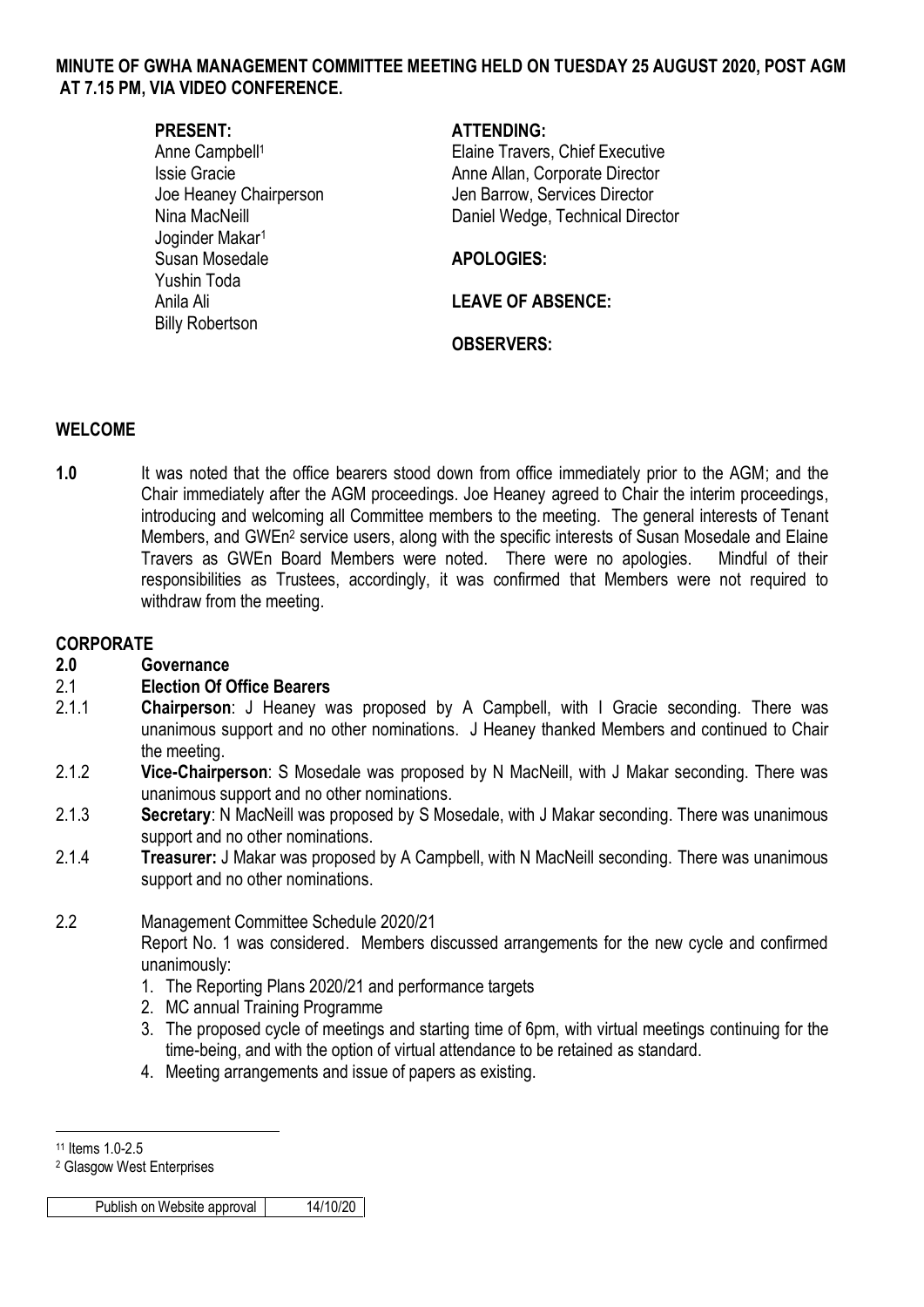**MINUTE OF GWHA MANAGEMENT COMMITTEE MEETING HELD ON TUESDAY 25 AUGUST 2020, POST AGM AT 7.15 PM, VIA VIDEO CONFERENCE.**

**PRESENT:**
Anne Campbell[1]
Issie Gracie
Joe Heaney Chairperson
Nina MacNeill
Joginder Makar[1]
Susan Mosedale
Yushin Toda
Anila Ali
Billy Robertson

**ATTENDING:**
Elaine Travers, Chief Executive
Anne Allan, Corporate Director
Jen Barrow, Services Director
Daniel Wedge, Technical Director

**APOLOGIES:**

**LEAVE OF ABSENCE:**

**OBSERVERS:**

## WELCOME

**1.0** It was noted that the office bearers stood down from office immediately prior to the AGM; and the Chair immediately after the AGM proceedings. Joe Heaney agreed to Chair the interim proceedings, introducing and welcoming all Committee members to the meeting. The general interests of Tenant Members, and GWEn[2] service users, along with the specific interests of Susan Mosedale and Elaine Travers as GWEn Board Members were noted. There were no apologies. Mindful of their responsibilities as Trustees, accordingly, it was confirmed that Members were not required to withdraw from the meeting.

## CORPORATE

**2.0 Governance**

**2.1 Election Of Office Bearers**

2.1.1 **Chairperson**: J Heaney was proposed by A Campbell, with I Gracie seconding. There was unanimous support and no other nominations. J Heaney thanked Members and continued to Chair the meeting.

2.1.2 **Vice-Chairperson**: S Mosedale was proposed by N MacNeill, with J Makar seconding. There was unanimous support and no other nominations.

2.1.3 **Secretary**: N MacNeill was proposed by S Mosedale, with J Makar seconding. There was unanimous support and no other nominations.

2.1.4 **Treasurer:** J Makar was proposed by A Campbell, with N MacNeill seconding. There was unanimous support and no other nominations.

2.2 Management Committee Schedule 2020/21

Report No. 1 was considered. Members discussed arrangements for the new cycle and confirmed unanimously:

1. The Reporting Plans 2020/21 and performance targets
2. MC annual Training Programme
3. The proposed cycle of meetings and starting time of 6pm, with virtual meetings continuing for the time-being, and with the option of virtual attendance to be retained as standard.
4. Meeting arrangements and issue of papers as existing.

---

[1] Items 1.0-2.5

[2] Glasgow West Enterprises

| Publish on Website approval | 14/10/20 |
| --- | --- |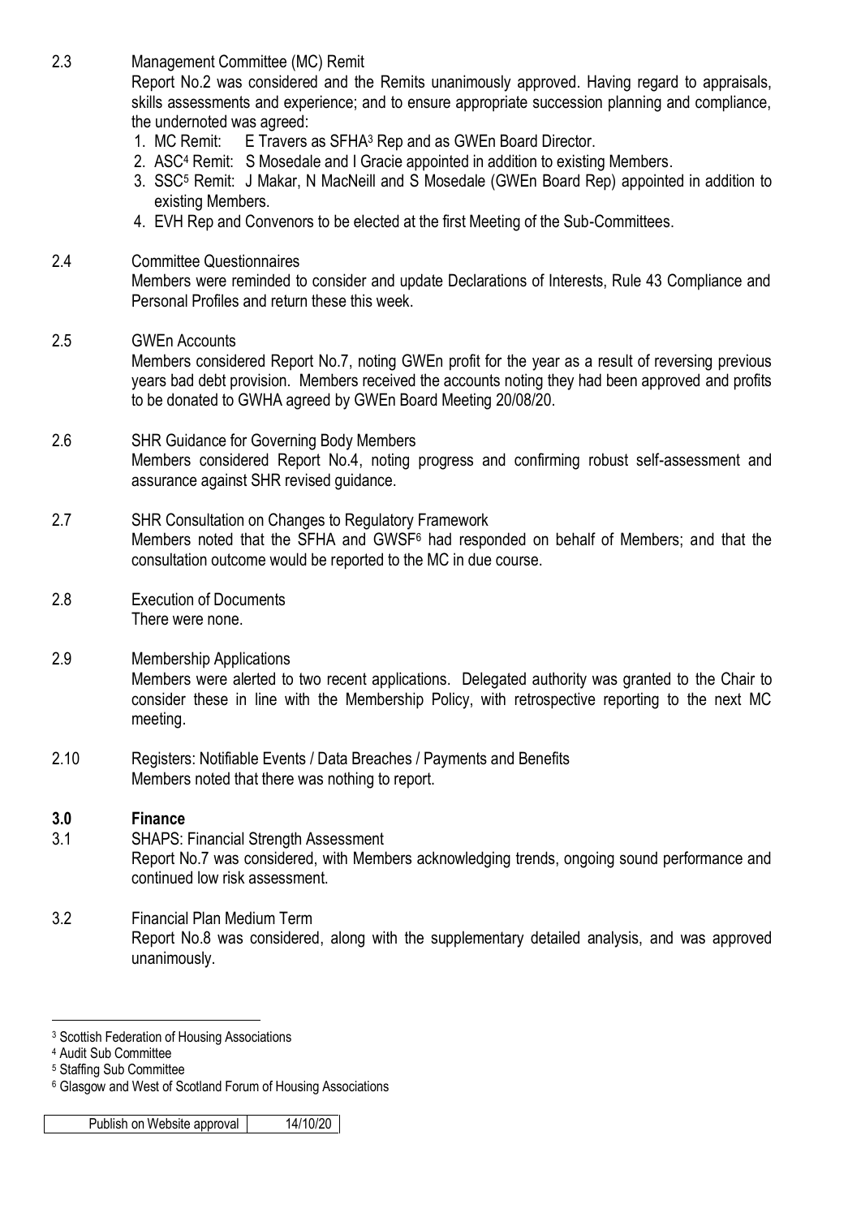2.3 Management Committee (MC) Remit

Report No.2 was considered and the Remits unanimously approved. Having regard to appraisals, skills assessments and experience; and to ensure appropriate succession planning and compliance, the undernoted was agreed:

1. MC Remit: E Travers as SFHA[3] Rep and as GWEn Board Director.
2. ASC[4] Remit: S Mosedale and I Gracie appointed in addition to existing Members.
3. SSC[5] Remit: J Makar, N MacNeill and S Mosedale (GWEn Board Rep) appointed in addition to existing Members.
4. EVH Rep and Convenors to be elected at the first Meeting of the Sub-Committees.

2.4 Committee Questionnaires

Members were reminded to consider and update Declarations of Interests, Rule 43 Compliance and Personal Profiles and return these this week.

2.5 GWEn Accounts

Members considered Report No.7, noting GWEn profit for the year as a result of reversing previous years bad debt provision. Members received the accounts noting they had been approved and profits to be donated to GWHA agreed by GWEn Board Meeting 20/08/20.

2.6 SHR Guidance for Governing Body Members

Members considered Report No.4, noting progress and confirming robust self-assessment and assurance against SHR revised guidance.

2.7 SHR Consultation on Changes to Regulatory Framework

Members noted that the SFHA and GWSF[6] had responded on behalf of Members; and that the consultation outcome would be reported to the MC in due course.

2.8 Execution of Documents

There were none.

2.9 Membership Applications

Members were alerted to two recent applications. Delegated authority was granted to the Chair to consider these in line with the Membership Policy, with retrospective reporting to the next MC meeting.

2.10 Registers: Notifiable Events / Data Breaches / Payments and Benefits

Members noted that there was nothing to report.

## 3.0 Finance

3.1 SHAPS: Financial Strength Assessment

Report No.7 was considered, with Members acknowledging trends, ongoing sound performance and continued low risk assessment.

3.2 Financial Plan Medium Term

Report No.8 was considered, along with the supplementary detailed analysis, and was approved unanimously.

---

[3] Scottish Federation of Housing Associations

[4] Audit Sub Committee

[5] Staffing Sub Committee

[6] Glasgow and West of Scotland Forum of Housing Associations

| Publish on Website approval | 14/10/20 |
| --- | --- |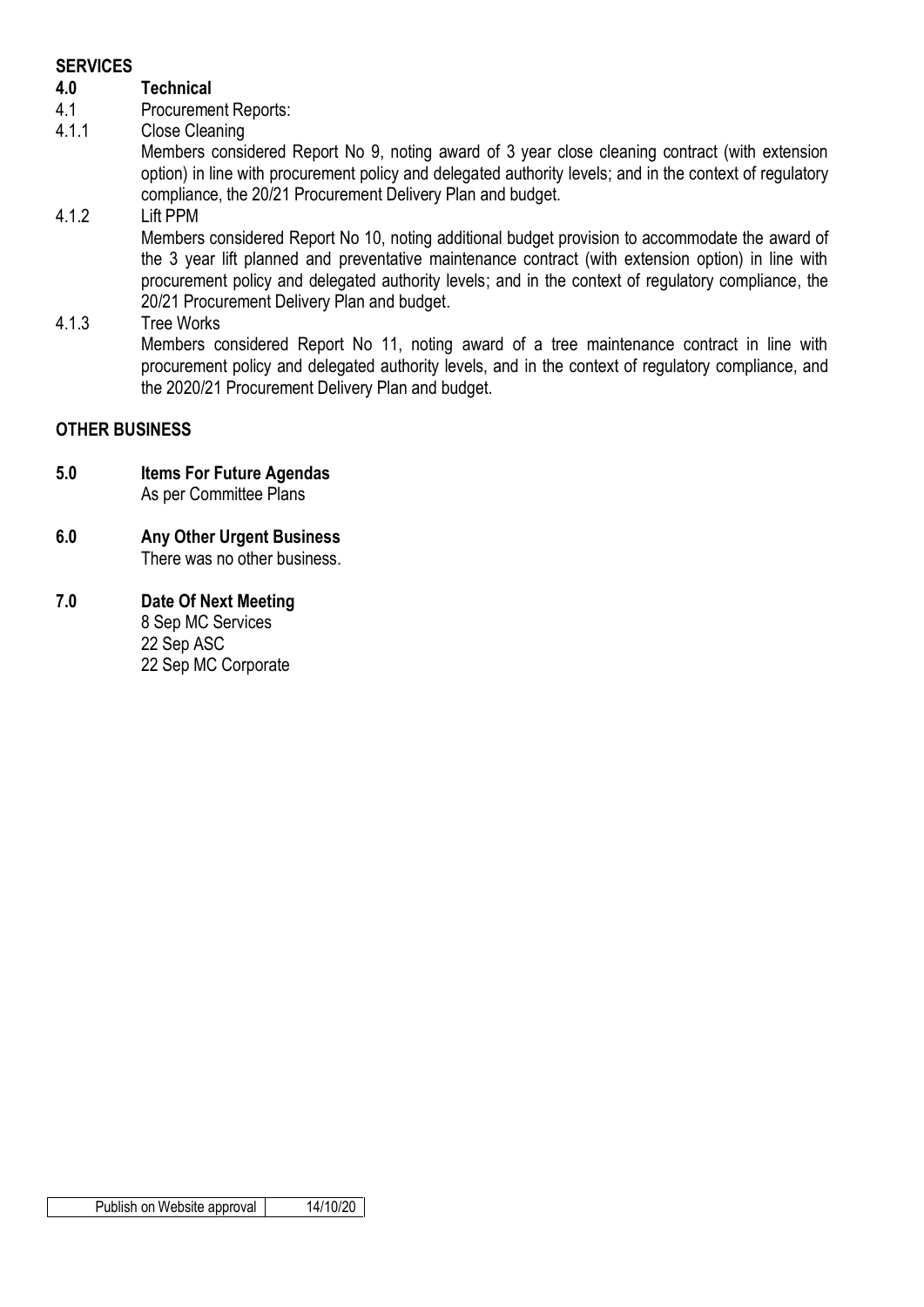**SERVICES**

**4.0 Technical**

4.1 Procurement Reports:

4.1.1 Close Cleaning

Members considered Report No 9, noting award of 3 year close cleaning contract (with extension option) in line with procurement policy and delegated authority levels; and in the context of regulatory compliance, the 20/21 Procurement Delivery Plan and budget.

4.1.2 Lift PPM

Members considered Report No 10, noting additional budget provision to accommodate the award of the 3 year lift planned and preventative maintenance contract (with extension option) in line with procurement policy and delegated authority levels; and in the context of regulatory compliance, the 20/21 Procurement Delivery Plan and budget.

4.1.3 Tree Works

Members considered Report No 11, noting award of a tree maintenance contract in line with procurement policy and delegated authority levels, and in the context of regulatory compliance, and the 2020/21 Procurement Delivery Plan and budget.

**OTHER BUSINESS**

**5.0 Items For Future Agendas**

As per Committee Plans

**6.0 Any Other Urgent Business**

There was no other business.

**7.0 Date Of Next Meeting**

8 Sep MC Services
22 Sep ASC
22 Sep MC Corporate

| | |
|---|---|
| Publish on Website approval | 14/10/20 |